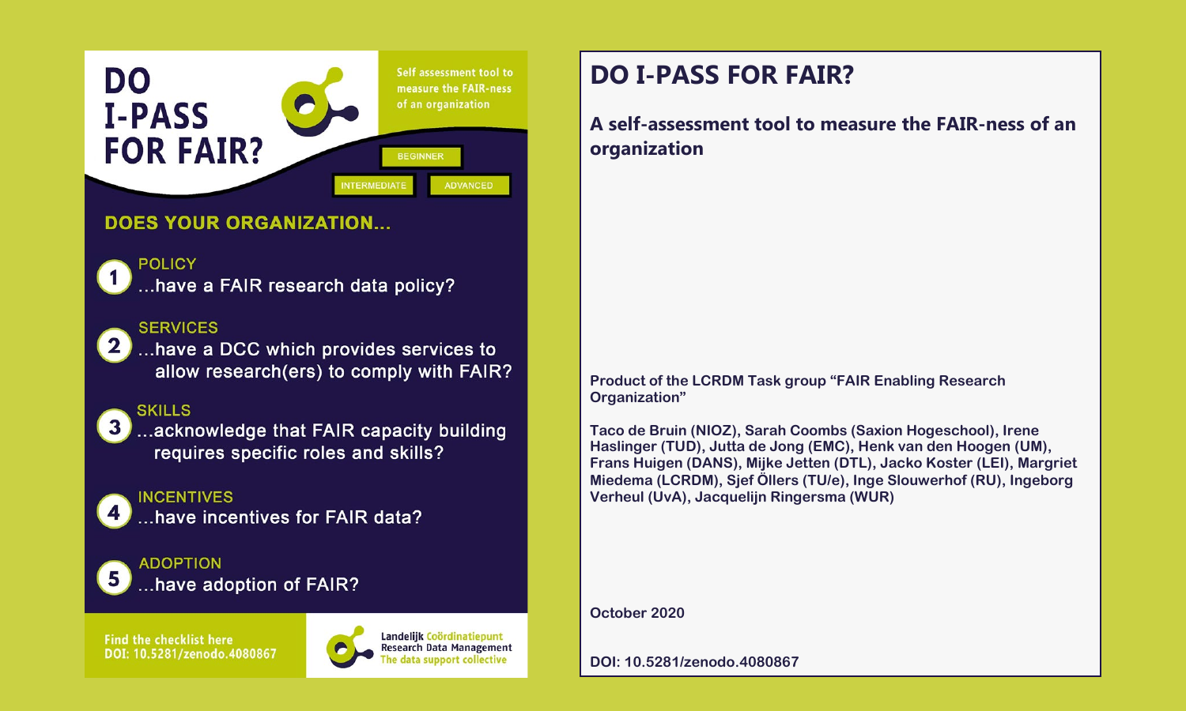# DO I-PASS FOR FAIR?

Self assessment tool to measure the FAIR-ness of an organization

BEGINNER

INTERMEDIATE

ADVANCED

## DOES YOUR ORGANIZATION...

1. POLICY
   ...have a FAIR research data policy?

2. SERVICES
   ...have a DCC which provides services to allow research(ers) to comply with FAIR?

3. SKILLS
   ...acknowledge that FAIR capacity building requires specific roles and skills?

4. INCENTIVES
   ...have incentives for FAIR data?

5. ADOPTION
   ...have adoption of FAIR?

Find the checklist here
DOI: 10.5281/zenodo.4080867

Landelijk Coördinatiepunt Research Data Management
The data support collective

# DO I-PASS FOR FAIR?

## A self-assessment tool to measure the FAIR-ness of an organization

**Product of the LCRDM Task group "FAIR Enabling Research Organization"**

**Taco de Bruin (NIOZ), Sarah Coombs (Saxion Hogeschool), Irene Haslinger (TUD), Jutta de Jong (EMC), Henk van den Hoogen (UM), Frans Huigen (DANS), Mijke Jetten (DTL), Jacko Koster (LEI), Margriet Miedema (LCRDM), Sjef Öllers (TU/e), Inge Slouwerhof (RU), Ingeborg Verheul (UvA), Jacquelijn Ringersma (WUR)**

**October 2020**

**DOI: 10.5281/zenodo.4080867**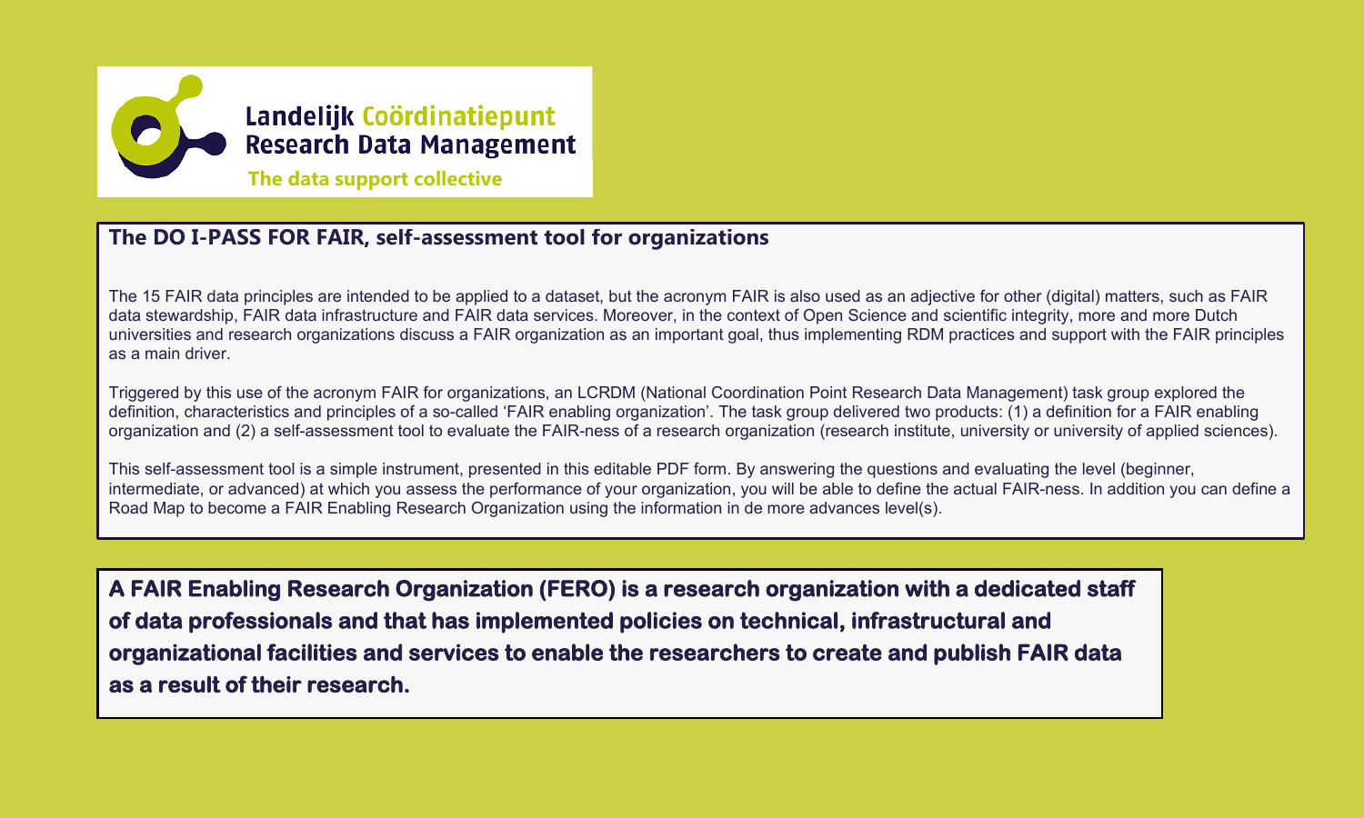Landelijk Coördinatiepunt Research Data Management

The data support collective

## The DO I-PASS FOR FAIR, self-assessment tool for organizations

The 15 FAIR data principles are intended to be applied to a dataset, but the acronym FAIR is also used as an adjective for other (digital) matters, such as FAIR data stewardship, FAIR data infrastructure and FAIR data services. Moreover, in the context of Open Science and scientific integrity, more and more Dutch universities and research organizations discuss a FAIR organization as an important goal, thus implementing RDM practices and support with the FAIR principles as a main driver.

Triggered by this use of the acronym FAIR for organizations, an LCRDM (National Coordination Point Research Data Management) task group explored the definition, characteristics and principles of a so-called 'FAIR enabling organization'. The task group delivered two products: (1) a definition for a FAIR enabling organization and (2) a self-assessment tool to evaluate the FAIR-ness of a research organization (research institute, university or university of applied sciences).

This self-assessment tool is a simple instrument, presented in this editable PDF form. By answering the questions and evaluating the level (beginner, intermediate, or advanced) at which you assess the performance of your organization, you will be able to define the actual FAIR-ness. In addition you can define a Road Map to become a FAIR Enabling Research Organization using the information in de more advances level(s).

**A FAIR Enabling Research Organization (FERO) is a research organization with a dedicated staff of data professionals and that has implemented policies on technical, infrastructural and organizational facilities and services to enable the researchers to create and publish FAIR data as a result of their research.**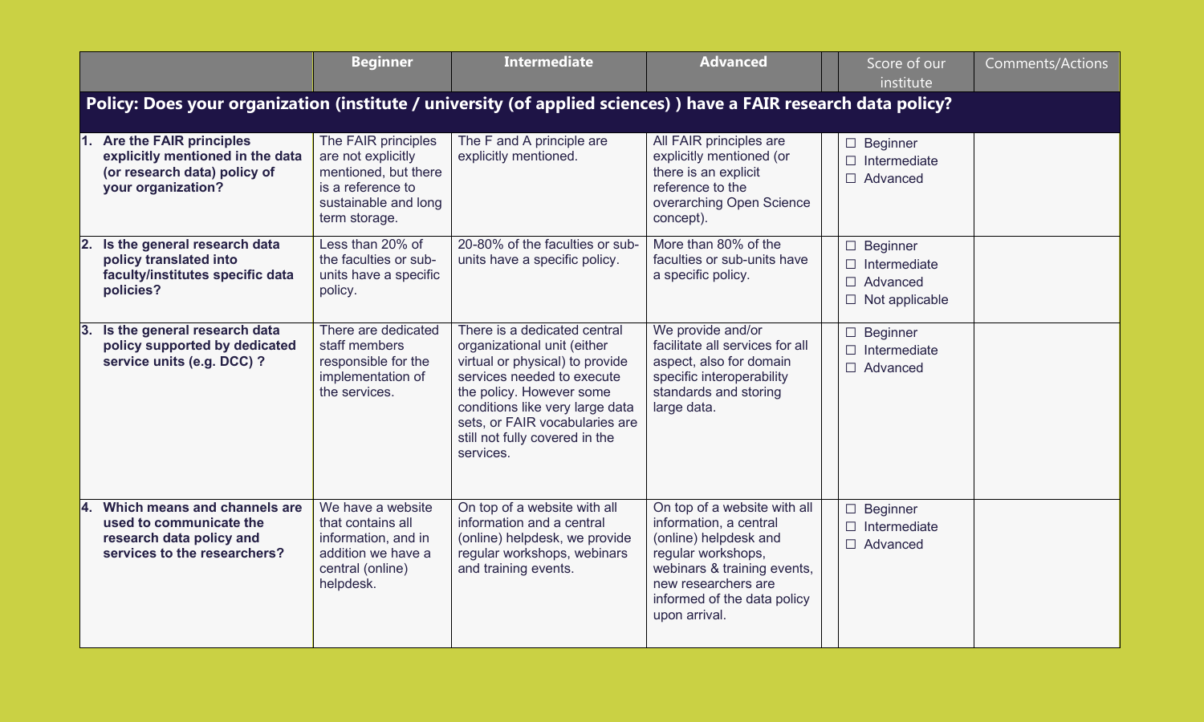| | Beginner | Intermediate | Advanced | | Score of our institute | Comments/Actions |
|---|---|---|---|---|---|---|
| **Policy: Does your organization (institute / university (of applied sciences) ) have a FAIR research data policy?** | | | | | | |
| **1. Are the FAIR principles explicitly mentioned in the data (or research data) policy of your organization?** | The FAIR principles are not explicitly mentioned, but there is a reference to sustainable and long term storage. | The F and A principle are explicitly mentioned. | All FAIR principles are explicitly mentioned (or there is an explicit reference to the overarching Open Science concept). | | ☐ Beginner<br>☐ Intermediate<br>☐ Advanced | |
| **2. Is the general research data policy translated into faculty/institutes specific data policies?** | Less than 20% of the faculties or sub-units have a specific policy. | 20-80% of the faculties or sub-units have a specific policy. | More than 80% of the faculties or sub-units have a specific policy. | | ☐ Beginner<br>☐ Intermediate<br>☐ Advanced<br>☐ Not applicable | |
| **3. Is the general research data policy supported by dedicated service units (e.g. DCC) ?** | There are dedicated staff members responsible for the implementation of the services. | There is a dedicated central organizational unit (either virtual or physical) to provide services needed to execute the policy. However some conditions like very large data sets, or FAIR vocabularies are still not fully covered in the services. | We provide and/or facilitate all services for all aspect, also for domain specific interoperability standards and storing large data. | | ☐ Beginner<br>☐ Intermediate<br>☐ Advanced | |
| **4. Which means and channels are used to communicate the research data policy and services to the researchers?** | We have a website that contains all information, and in addition we have a central (online) helpdesk. | On top of a website with all information and a central (online) helpdesk, we provide regular workshops, webinars and training events. | On top of a website with all information, a central (online) helpdesk and regular workshops, webinars & training events, new researchers are informed of the data policy upon arrival. | | ☐ Beginner<br>☐ Intermediate<br>☐ Advanced | |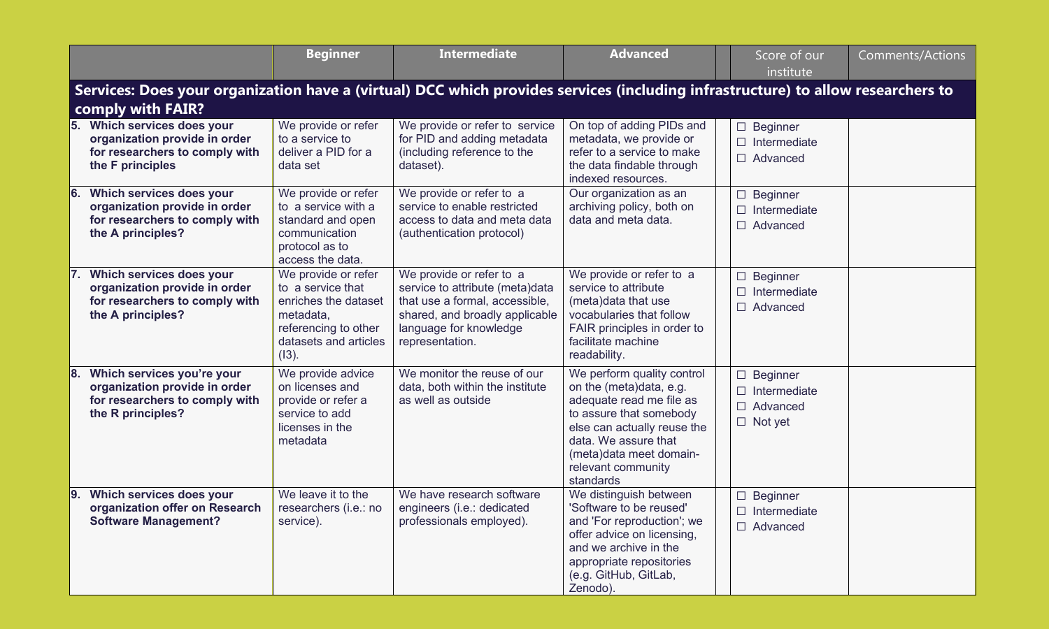| | Beginner | Intermediate | Advanced | | Score of our institute | Comments/Actions |
|---|---|---|---|---|---|---|
| **Services: Does your organization have a (virtual) DCC which provides services (including infrastructure) to allow researchers to comply with FAIR?** | | | | | | |
| **5. Which services does your organization provide in order for researchers to comply with the F principles** | We provide or refer to a service to deliver a PID for a data set | We provide or refer to service for PID and adding metadata (including reference to the dataset). | On top of adding PIDs and metadata, we provide or refer to a service to make the data findable through indexed resources. | | ☐ Beginner<br>☐ Intermediate<br>☐ Advanced | |
| **6. Which services does your organization provide in order for researchers to comply with the A principles?** | We provide or refer to a service with a standard and open communication protocol as to access the data. | We provide or refer to a service to enable restricted access to data and meta data (authentication protocol) | Our organization as an archiving policy, both on data and meta data. | | ☐ Beginner<br>☐ Intermediate<br>☐ Advanced | |
| **7. Which services does your organization provide in order for researchers to comply with the A principles?** | We provide or refer to a service that enriches the dataset metadata, referencing to other datasets and articles (I3). | We provide or refer to a service to attribute (meta)data that use a formal, accessible, shared, and broadly applicable language for knowledge representation. | We provide or refer to a service to attribute (meta)data that use vocabularies that follow FAIR principles in order to facilitate machine readability. | | ☐ Beginner<br>☐ Intermediate<br>☐ Advanced | |
| **8. Which services you're your organization provide in order for researchers to comply with the R principles?** | We provide advice on licenses and provide or refer a service to add licenses in the metadata | We monitor the reuse of our data, both within the institute as well as outside | We perform quality control on the (meta)data, e.g. adequate read me file as to assure that somebody else can actually reuse the data. We assure that (meta)data meet domain-relevant community standards | | ☐ Beginner<br>☐ Intermediate<br>☐ Advanced<br>☐ Not yet | |
| **9. Which services does your organization offer on Research Software Management?** | We leave it to the researchers (i.e.: no service). | We have research software engineers (i.e.: dedicated professionals employed). | We distinguish between 'Software to be reused' and 'For reproduction'; we offer advice on licensing, and we archive in the appropriate repositories (e.g. GitHub, GitLab, Zenodo). | | ☐ Beginner<br>☐ Intermediate<br>☐ Advanced | |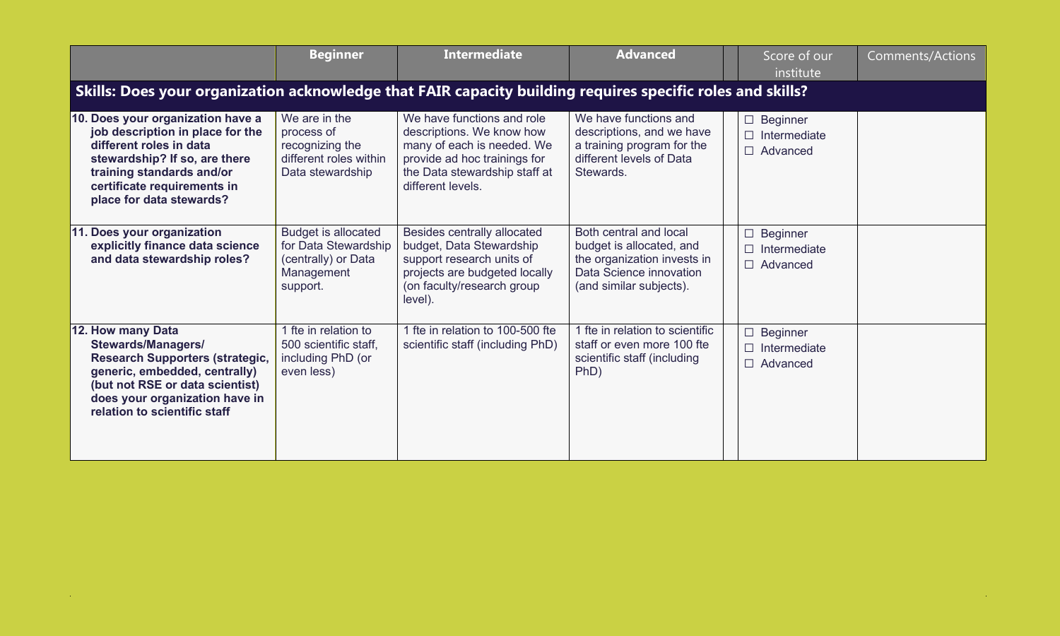| | Beginner | Intermediate | Advanced | | Score of our institute | Comments/Actions |
|---|---|---|---|---|---|---|
| **Skills: Does your organization acknowledge that FAIR capacity building requires specific roles and skills?** | | | | | | |
| **10. Does your organization have a job description in place for the different roles in data stewardship? If so, are there training standards and/or certificate requirements in place for data stewards?** | We are in the process of recognizing the different roles within Data stewardship | We have functions and role descriptions. We know how many of each is needed. We provide ad hoc trainings for the Data stewardship staff at different levels. | We have functions and descriptions, and we have a training program for the different levels of Data Stewards. | | ☐ Beginner<br>☐ Intermediate<br>☐ Advanced | |
| **11. Does your organization explicitly finance data science and data stewardship roles?** | Budget is allocated for Data Stewardship (centrally) or Data Management support. | Besides centrally allocated budget, Data Stewardship support research units of projects are budgeted locally (on faculty/research group level). | Both central and local budget is allocated, and the organization invests in Data Science innovation (and similar subjects). | | ☐ Beginner<br>☐ Intermediate<br>☐ Advanced | |
| **12. How many Data Stewards/Managers/ Research Supporters (strategic, generic, embedded, centrally) (but not RSE or data scientist) does your organization have in relation to scientific staff** | 1 fte in relation to 500 scientific staff, including PhD (or even less) | 1 fte in relation to 100-500 fte scientific staff (including PhD) | 1 fte in relation to scientific staff or even more 100 fte scientific staff (including PhD) | | ☐ Beginner<br>☐ Intermediate<br>☐ Advanced | |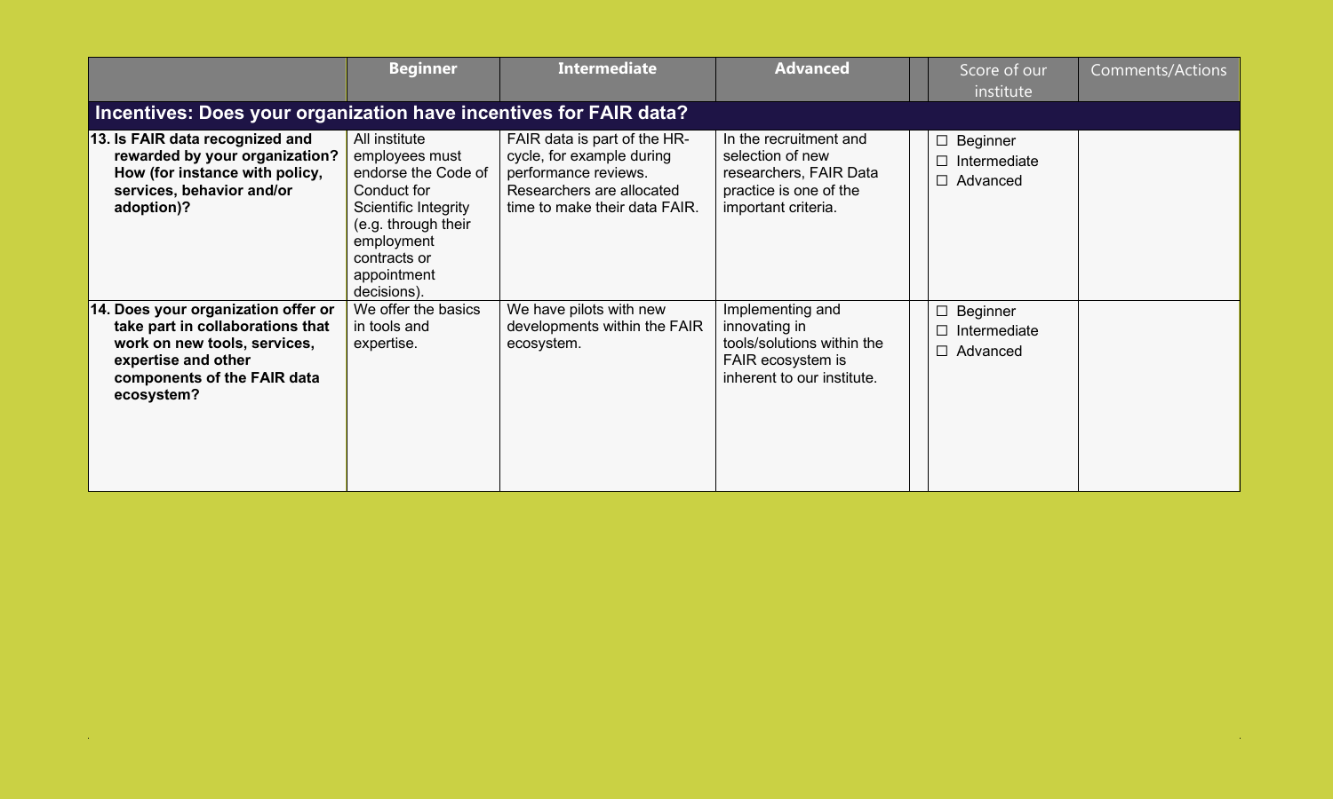|  | **Beginner** | **Intermediate** | **Advanced** |  | Score of our institute | Comments/Actions |
|---|---|---|---|---|---|---|
| **Incentives: Does your organization have incentives for FAIR data?** | | | | | | |
| **13. Is FAIR data recognized and rewarded by your organization? How (for instance with policy, services, behavior and/or adoption)?** | All institute employees must endorse the Code of Conduct for Scientific Integrity (e.g. through their employment contracts or appointment decisions). | FAIR data is part of the HR-cycle, for example during performance reviews. Researchers are allocated time to make their data FAIR. | In the recruitment and selection of new researchers, FAIR Data practice is one of the important criteria. |  | ☐ Beginner<br>☐ Intermediate<br>☐ Advanced |  |
| **14. Does your organization offer or take part in collaborations that work on new tools, services, expertise and other components of the FAIR data ecosystem?** | We offer the basics in tools and expertise. | We have pilots with new developments within the FAIR ecosystem. | Implementing and innovating in tools/solutions within the FAIR ecosystem is inherent to our institute. |  | ☐ Beginner<br>☐ Intermediate<br>☐ Advanced |  |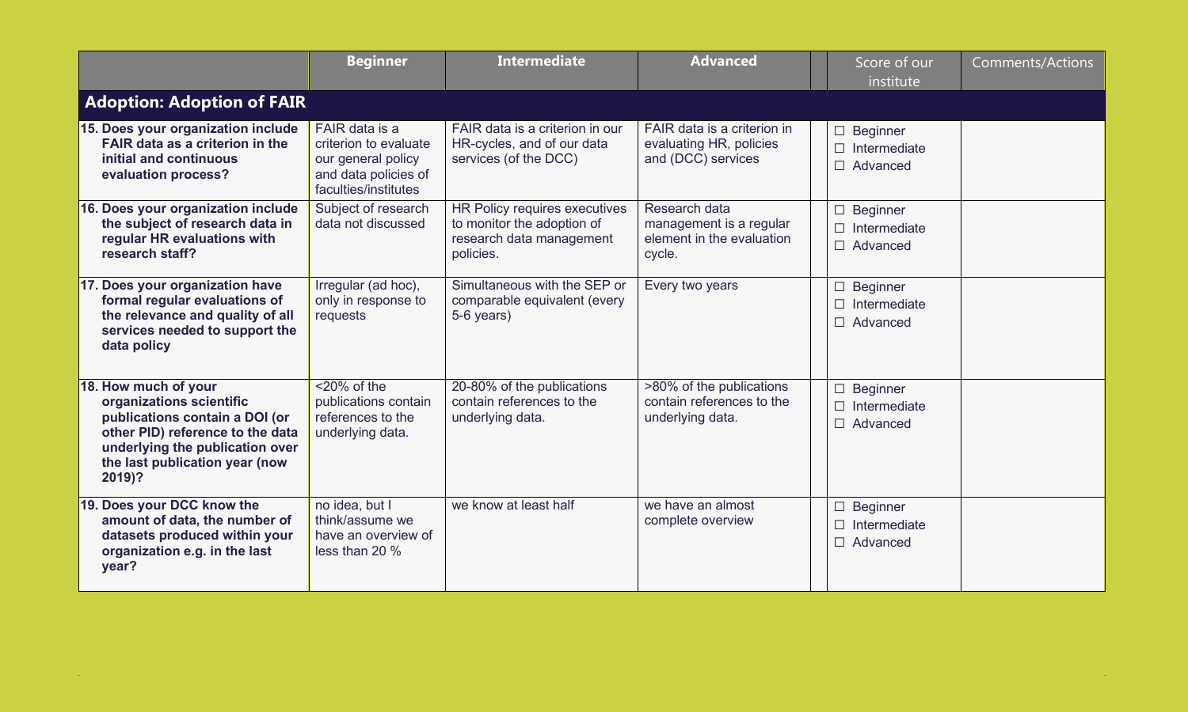| | Beginner | Intermediate | Advanced | | Score of our institute | Comments/Actions |
|---|---|---|---|---|---|---|
| **Adoption: Adoption of FAIR** | | | | | | |
| **15. Does your organization include FAIR data as a criterion in the initial and continuous evaluation process?** | FAIR data is a criterion to evaluate our general policy and data policies of faculties/institutes | FAIR data is a criterion in our HR-cycles, and of our data services (of the DCC) | FAIR data is a criterion in evaluating HR, policies and (DCC) services | | ☐ Beginner<br>☐ Intermediate<br>☐ Advanced | |
| **16. Does your organization include the subject of research data in regular HR evaluations with research staff?** | Subject of research data not discussed | HR Policy requires executives to monitor the adoption of research data management policies. | Research data management is a regular element in the evaluation cycle. | | ☐ Beginner<br>☐ Intermediate<br>☐ Advanced | |
| **17. Does your organization have formal regular evaluations of the relevance and quality of all services needed to support the data policy** | Irregular (ad hoc), only in response to requests | Simultaneous with the SEP or comparable equivalent (every 5-6 years) | Every two years | | ☐ Beginner<br>☐ Intermediate<br>☐ Advanced | |
| **18. How much of your organizations scientific publications contain a DOI (or other PID) reference to the data underlying the publication over the last publication year (now 2019)?** | <20% of the publications contain references to the underlying data. | 20-80% of the publications contain references to the underlying data. | >80% of the publications contain references to the underlying data. | | ☐ Beginner<br>☐ Intermediate<br>☐ Advanced | |
| **19. Does your DCC know the amount of data, the number of datasets produced within your organization e.g. in the last year?** | no idea, but I think/assume we have an overview of less than 20 % | we know at least half | we have an almost complete overview | | ☐ Beginner<br>☐ Intermediate<br>☐ Advanced | |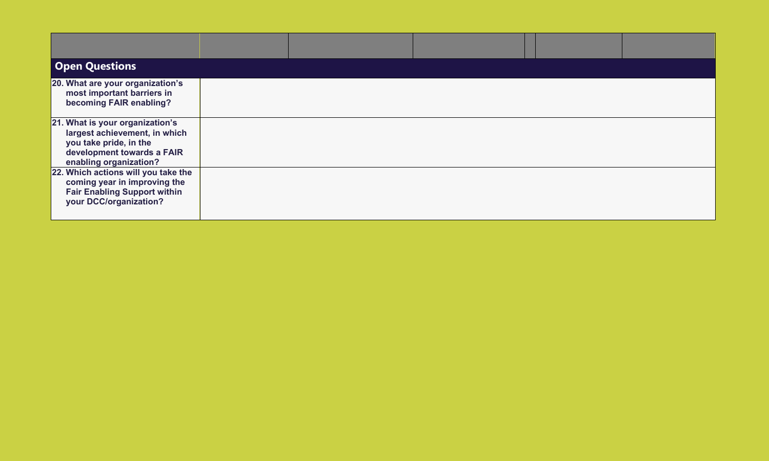## Open Questions

| | |
|---|---|
| **20. What are your organization's most important barriers in becoming FAIR enabling?** | |
| **21. What is your organization's largest achievement, in which you take pride, in the development towards a FAIR enabling organization?** | |
| **22. Which actions will you take the coming year in improving the Fair Enabling Support within your DCC/organization?** | |